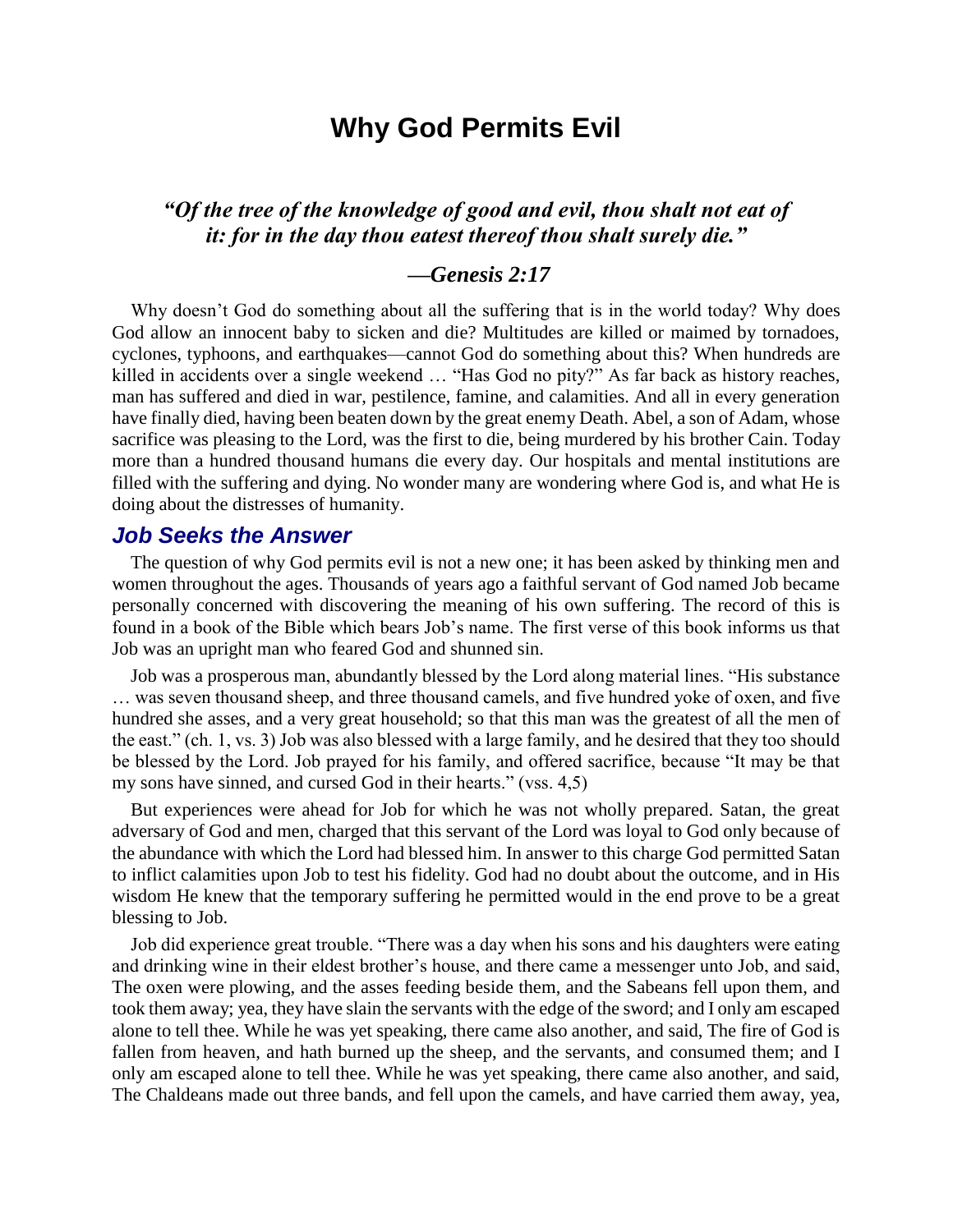# Why God Permits Evil

### *“Of the tree of the knowledge of good and evil, thou shalt not eat of it: for in the day thou eatest thereof thou shalt surely die.”*

### *—Genesis 2:17*

Why doesn’t God do something about all the suffering that is in the world today? Why does God allow an innocent baby to sicken and die? Multitudes are killed or maimed by tornadoes, cyclones, typhoons, and earthquakes—cannot God do something about this? When hundreds are killed in accidents over a single weekend … “Has God no pity?” As far back as history reaches, man has suffered and died in war, pestilence, famine, and calamities. And all in every generation have finally died, having been beaten down by the great enemy Death. Abel, a son of Adam, whose sacrifice was pleasing to the Lord, was the first to die, being murdered by his brother Cain. Today more than a hundred thousand humans die every day. Our hospitals and mental institutions are filled with the suffering and dying. No wonder many are wondering where God is, and what He is doing about the distresses of humanity.

## *Job Seeks the Answer*

The question of why God permits evil is not a new one; it has been asked by thinking men and women throughout the ages. Thousands of years ago a faithful servant of God named Job became personally concerned with discovering the meaning of his own suffering. The record of this is found in a book of the Bible which bears Job’s name. The first verse of this book informs us that Job was an upright man who feared God and shunned sin.

Job was a prosperous man, abundantly blessed by the Lord along material lines. “His substance … was seven thousand sheep, and three thousand camels, and five hundred yoke of oxen, and five hundred she asses, and a very great household; so that this man was the greatest of all the men of the east.” (ch. 1, vs. 3) Job was also blessed with a large family, and he desired that they too should be blessed by the Lord. Job prayed for his family, and offered sacrifice, because “It may be that my sons have sinned, and cursed God in their hearts.” (vss. 4,5)

But experiences were ahead for Job for which he was not wholly prepared. Satan, the great adversary of God and men, charged that this servant of the Lord was loyal to God only because of the abundance with which the Lord had blessed him. In answer to this charge God permitted Satan to inflict calamities upon Job to test his fidelity. God had no doubt about the outcome, and in His wisdom He knew that the temporary suffering he permitted would in the end prove to be a great blessing to Job.

Job did experience great trouble. “There was a day when his sons and his daughters were eating and drinking wine in their eldest brother’s house, and there came a messenger unto Job, and said, The oxen were plowing, and the asses feeding beside them, and the Sabeans fell upon them, and took them away; yea, they have slain the servants with the edge of the sword; and I only am escaped alone to tell thee. While he was yet speaking, there came also another, and said, The fire of God is fallen from heaven, and hath burned up the sheep, and the servants, and consumed them; and I only am escaped alone to tell thee. While he was yet speaking, there came also another, and said, The Chaldeans made out three bands, and fell upon the camels, and have carried them away, yea,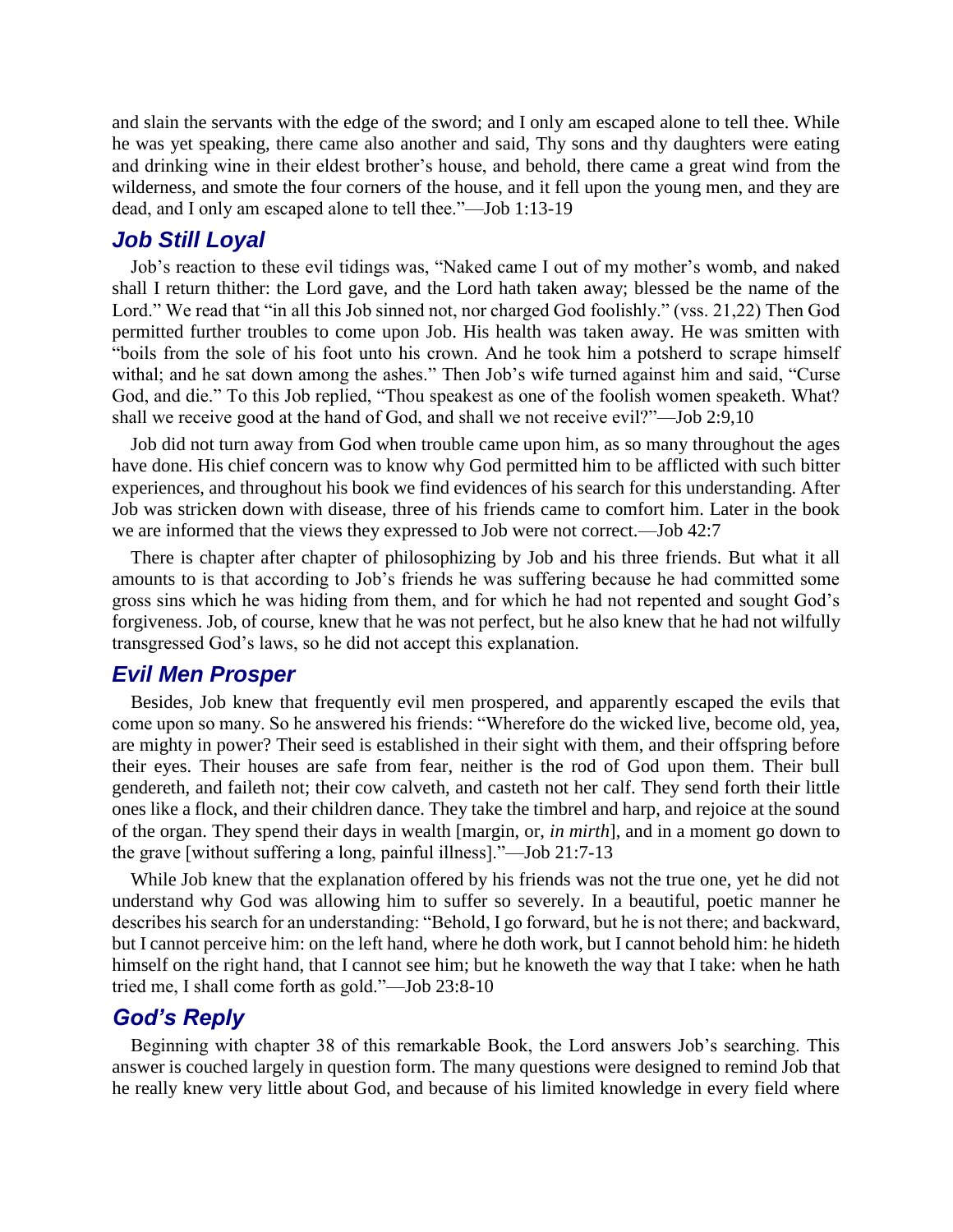and slain the servants with the edge of the sword; and I only am escaped alone to tell thee. While he was yet speaking, there came also another and said, Thy sons and thy daughters were eating and drinking wine in their eldest brother's house, and behold, there came a great wind from the wilderness, and smote the four corners of the house, and it fell upon the young men, and they are dead, and I only am escaped alone to tell thee."—Job 1:13-19

## *Job Still Loyal*

Job's reaction to these evil tidings was, "Naked came I out of my mother's womb, and naked shall I return thither: the Lord gave, and the Lord hath taken away; blessed be the name of the Lord." We read that "in all this Job sinned not, nor charged God foolishly." (vss. 21,22) Then God permitted further troubles to come upon Job. His health was taken away. He was smitten with "boils from the sole of his foot unto his crown. And he took him a potsherd to scrape himself withal; and he sat down among the ashes." Then Job's wife turned against him and said, "Curse God, and die." To this Job replied, "Thou speakest as one of the foolish women speaketh. What? shall we receive good at the hand of God, and shall we not receive evil?"—Job 2:9,10

Job did not turn away from God when trouble came upon him, as so many throughout the ages have done. His chief concern was to know why God permitted him to be afflicted with such bitter experiences, and throughout his book we find evidences of his search for this understanding. After Job was stricken down with disease, three of his friends came to comfort him. Later in the book we are informed that the views they expressed to Job were not correct.—Job 42:7

There is chapter after chapter of philosophizing by Job and his three friends. But what it all amounts to is that according to Job's friends he was suffering because he had committed some gross sins which he was hiding from them, and for which he had not repented and sought God's forgiveness. Job, of course, knew that he was not perfect, but he also knew that he had not wilfully transgressed God's laws, so he did not accept this explanation.

## *Evil Men Prosper*

Besides, Job knew that frequently evil men prospered, and apparently escaped the evils that come upon so many. So he answered his friends: "Wherefore do the wicked live, become old, yea, are mighty in power? Their seed is established in their sight with them, and their offspring before their eyes. Their houses are safe from fear, neither is the rod of God upon them. Their bull gendereth, and faileth not; their cow calveth, and casteth not her calf. They send forth their little ones like a flock, and their children dance. They take the timbrel and harp, and rejoice at the sound of the organ. They spend their days in wealth [margin, or, *in mirth*], and in a moment go down to the grave [without suffering a long, painful illness]."—Job 21:7-13

While Job knew that the explanation offered by his friends was not the true one, yet he did not understand why God was allowing him to suffer so severely. In a beautiful, poetic manner he describes his search for an understanding: "Behold, I go forward, but he is not there; and backward, but I cannot perceive him: on the left hand, where he doth work, but I cannot behold him: he hideth himself on the right hand, that I cannot see him; but he knoweth the way that I take: when he hath tried me, I shall come forth as gold."—Job 23:8-10

## *God's Reply*

Beginning with chapter 38 of this remarkable Book, the Lord answers Job's searching. This answer is couched largely in question form. The many questions were designed to remind Job that he really knew very little about God, and because of his limited knowledge in every field where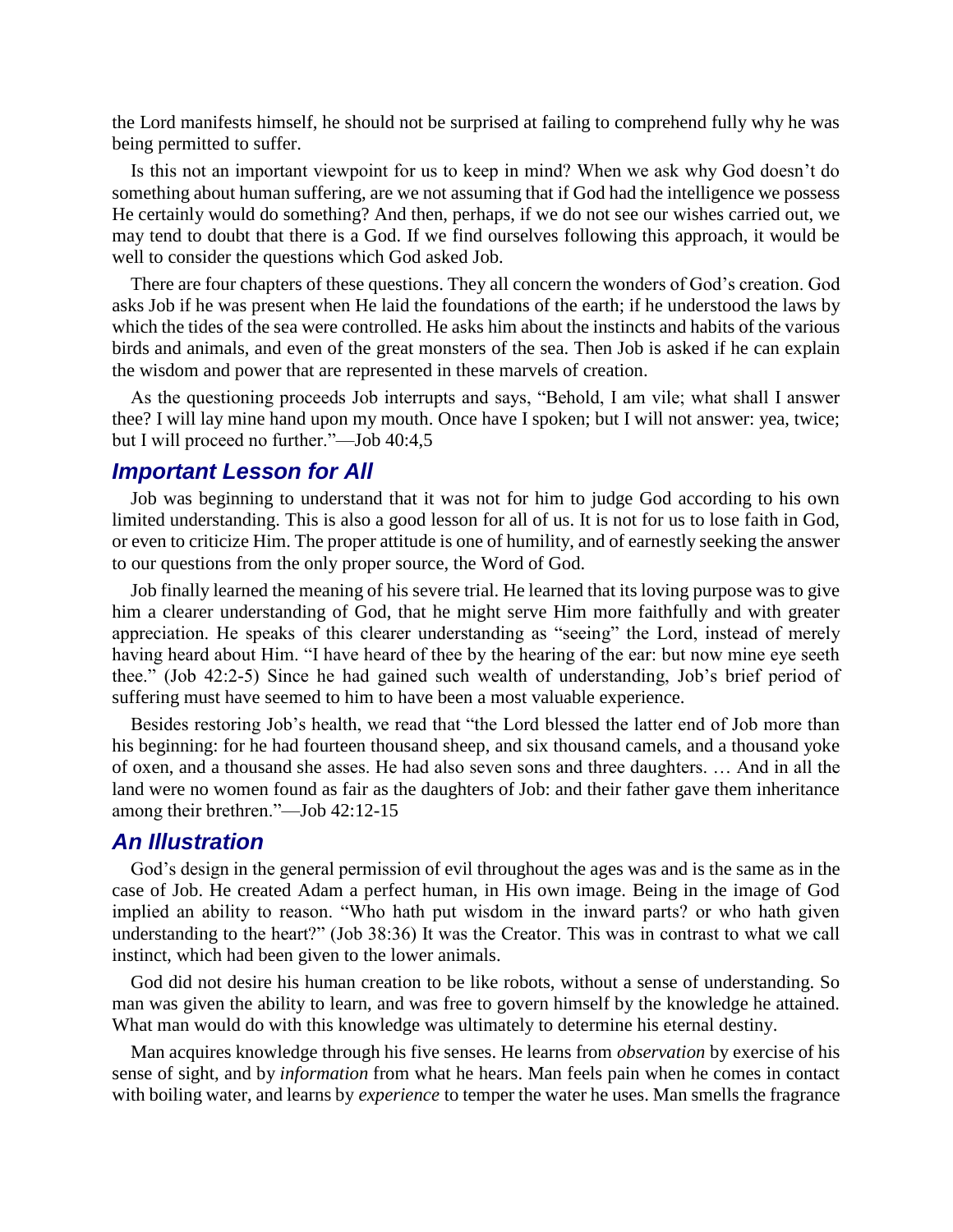the Lord manifests himself, he should not be surprised at failing to comprehend fully why he was being permitted to suffer.

Is this not an important viewpoint for us to keep in mind? When we ask why God doesn't do something about human suffering, are we not assuming that if God had the intelligence we possess He certainly would do something? And then, perhaps, if we do not see our wishes carried out, we may tend to doubt that there is a God. If we find ourselves following this approach, it would be well to consider the questions which God asked Job.

There are four chapters of these questions. They all concern the wonders of God's creation. God asks Job if he was present when He laid the foundations of the earth; if he understood the laws by which the tides of the sea were controlled. He asks him about the instincts and habits of the various birds and animals, and even of the great monsters of the sea. Then Job is asked if he can explain the wisdom and power that are represented in these marvels of creation.

As the questioning proceeds Job interrupts and says, "Behold, I am vile; what shall I answer thee? I will lay mine hand upon my mouth. Once have I spoken; but I will not answer: yea, twice; but I will proceed no further."—Job 40:4,5

## *Important Lesson for All*

Job was beginning to understand that it was not for him to judge God according to his own limited understanding. This is also a good lesson for all of us. It is not for us to lose faith in God, or even to criticize Him. The proper attitude is one of humility, and of earnestly seeking the answer to our questions from the only proper source, the Word of God.

Job finally learned the meaning of his severe trial. He learned that its loving purpose was to give him a clearer understanding of God, that he might serve Him more faithfully and with greater appreciation. He speaks of this clearer understanding as "seeing" the Lord, instead of merely having heard about Him. "I have heard of thee by the hearing of the ear: but now mine eye seeth thee." (Job 42:2-5) Since he had gained such wealth of understanding, Job's brief period of suffering must have seemed to him to have been a most valuable experience.

Besides restoring Job's health, we read that "the Lord blessed the latter end of Job more than his beginning: for he had fourteen thousand sheep, and six thousand camels, and a thousand yoke of oxen, and a thousand she asses. He had also seven sons and three daughters. … And in all the land were no women found as fair as the daughters of Job: and their father gave them inheritance among their brethren."—Job 42:12-15

## *An Illustration*

God's design in the general permission of evil throughout the ages was and is the same as in the case of Job. He created Adam a perfect human, in His own image. Being in the image of God implied an ability to reason. "Who hath put wisdom in the inward parts? or who hath given understanding to the heart?" (Job 38:36) It was the Creator. This was in contrast to what we call instinct, which had been given to the lower animals.

God did not desire his human creation to be like robots, without a sense of understanding. So man was given the ability to learn, and was free to govern himself by the knowledge he attained. What man would do with this knowledge was ultimately to determine his eternal destiny.

Man acquires knowledge through his five senses. He learns from *observation* by exercise of his sense of sight, and by *information* from what he hears. Man feels pain when he comes in contact with boiling water, and learns by *experience* to temper the water he uses. Man smells the fragrance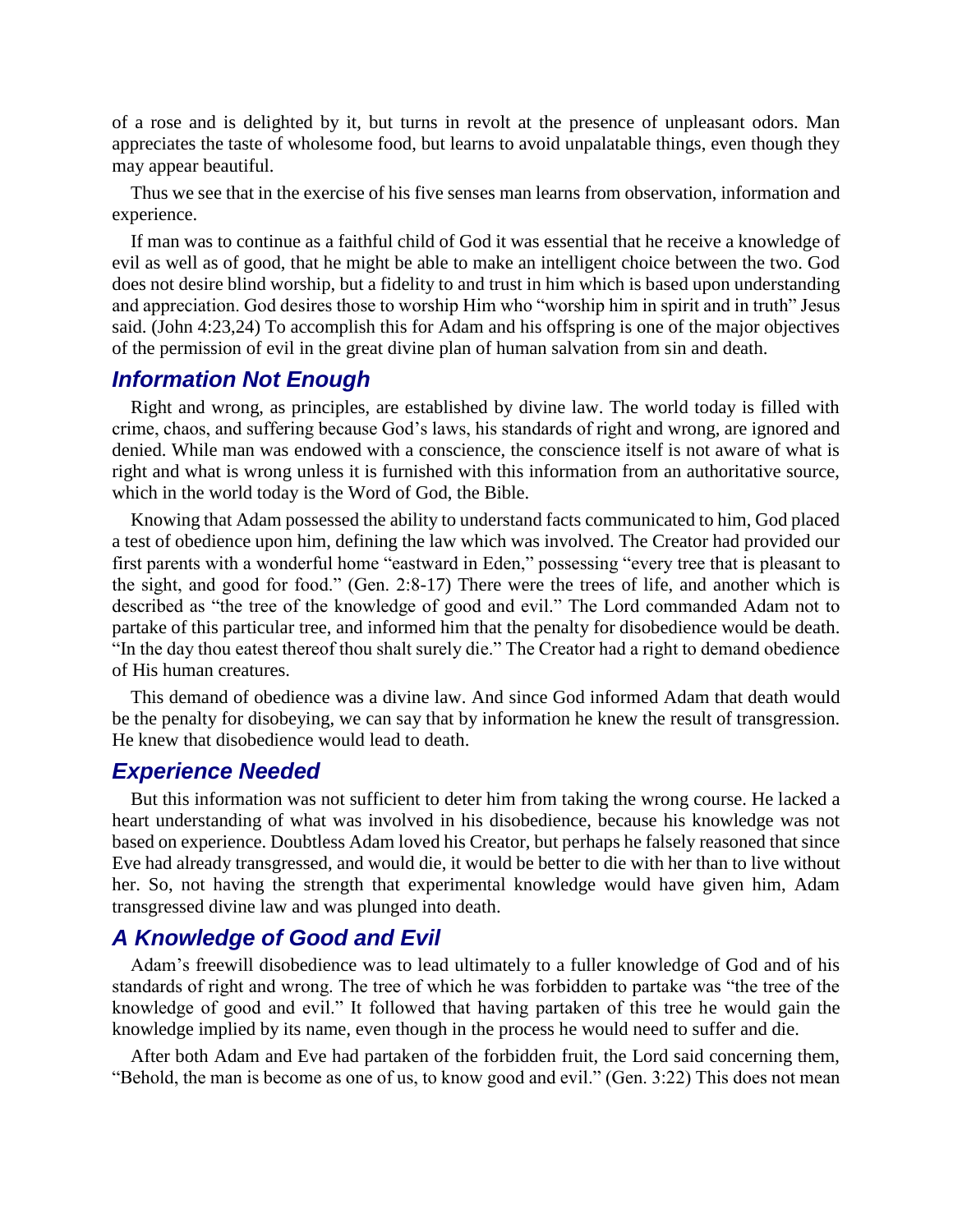of a rose and is delighted by it, but turns in revolt at the presence of unpleasant odors. Man appreciates the taste of wholesome food, but learns to avoid unpalatable things, even though they may appear beautiful.

Thus we see that in the exercise of his five senses man learns from observation, information and experience.

If man was to continue as a faithful child of God it was essential that he receive a knowledge of evil as well as of good, that he might be able to make an intelligent choice between the two. God does not desire blind worship, but a fidelity to and trust in him which is based upon understanding and appreciation. God desires those to worship Him who "worship him in spirit and in truth" Jesus said. (John 4:23,24) To accomplish this for Adam and his offspring is one of the major objectives of the permission of evil in the great divine plan of human salvation from sin and death.

## *Information Not Enough*

Right and wrong, as principles, are established by divine law. The world today is filled with crime, chaos, and suffering because God's laws, his standards of right and wrong, are ignored and denied. While man was endowed with a conscience, the conscience itself is not aware of what is right and what is wrong unless it is furnished with this information from an authoritative source, which in the world today is the Word of God, the Bible.

Knowing that Adam possessed the ability to understand facts communicated to him, God placed a test of obedience upon him, defining the law which was involved. The Creator had provided our first parents with a wonderful home "eastward in Eden," possessing "every tree that is pleasant to the sight, and good for food." (Gen. 2:8-17) There were the trees of life, and another which is described as "the tree of the knowledge of good and evil." The Lord commanded Adam not to partake of this particular tree, and informed him that the penalty for disobedience would be death. "In the day thou eatest thereof thou shalt surely die." The Creator had a right to demand obedience of His human creatures.

This demand of obedience was a divine law. And since God informed Adam that death would be the penalty for disobeying, we can say that by information he knew the result of transgression. He knew that disobedience would lead to death.

## *Experience Needed*

But this information was not sufficient to deter him from taking the wrong course. He lacked a heart understanding of what was involved in his disobedience, because his knowledge was not based on experience. Doubtless Adam loved his Creator, but perhaps he falsely reasoned that since Eve had already transgressed, and would die, it would be better to die with her than to live without her. So, not having the strength that experimental knowledge would have given him, Adam transgressed divine law and was plunged into death.

## *A Knowledge of Good and Evil*

Adam's freewill disobedience was to lead ultimately to a fuller knowledge of God and of his standards of right and wrong. The tree of which he was forbidden to partake was "the tree of the knowledge of good and evil." It followed that having partaken of this tree he would gain the knowledge implied by its name, even though in the process he would need to suffer and die.

After both Adam and Eve had partaken of the forbidden fruit, the Lord said concerning them, "Behold, the man is become as one of us, to know good and evil." (Gen. 3:22) This does not mean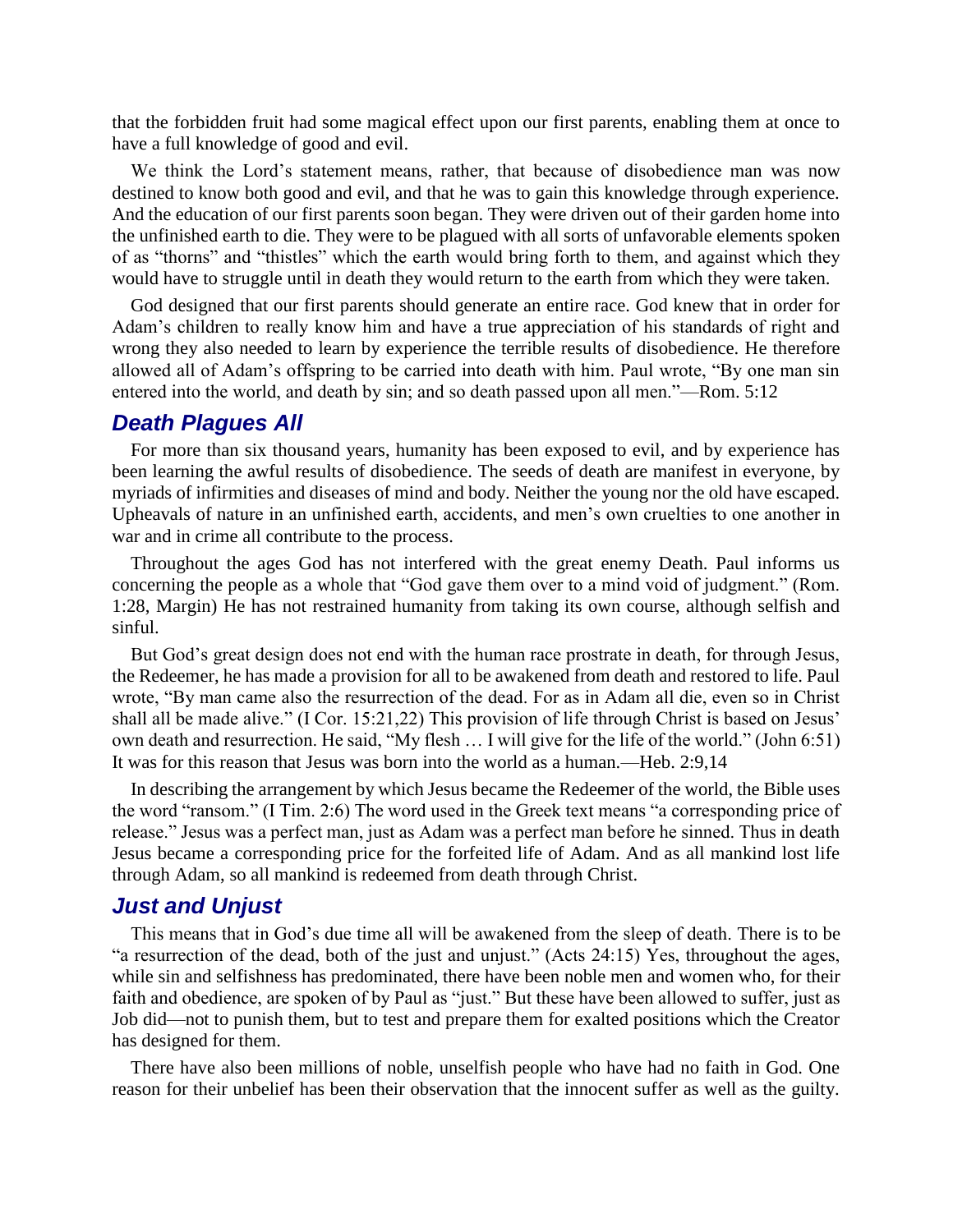that the forbidden fruit had some magical effect upon our first parents, enabling them at once to have a full knowledge of good and evil.

We think the Lord's statement means, rather, that because of disobedience man was now destined to know both good and evil, and that he was to gain this knowledge through experience. And the education of our first parents soon began. They were driven out of their garden home into the unfinished earth to die. They were to be plagued with all sorts of unfavorable elements spoken of as "thorns" and "thistles" which the earth would bring forth to them, and against which they would have to struggle until in death they would return to the earth from which they were taken.

God designed that our first parents should generate an entire race. God knew that in order for Adam's children to really know him and have a true appreciation of his standards of right and wrong they also needed to learn by experience the terrible results of disobedience. He therefore allowed all of Adam's offspring to be carried into death with him. Paul wrote, "By one man sin entered into the world, and death by sin; and so death passed upon all men."—Rom. 5:12

## *Death Plagues All*

For more than six thousand years, humanity has been exposed to evil, and by experience has been learning the awful results of disobedience. The seeds of death are manifest in everyone, by myriads of infirmities and diseases of mind and body. Neither the young nor the old have escaped. Upheavals of nature in an unfinished earth, accidents, and men's own cruelties to one another in war and in crime all contribute to the process.

Throughout the ages God has not interfered with the great enemy Death. Paul informs us concerning the people as a whole that "God gave them over to a mind void of judgment." (Rom. 1:28, Margin) He has not restrained humanity from taking its own course, although selfish and sinful.

But God's great design does not end with the human race prostrate in death, for through Jesus, the Redeemer, he has made a provision for all to be awakened from death and restored to life. Paul wrote, "By man came also the resurrection of the dead. For as in Adam all die, even so in Christ shall all be made alive." (I Cor. 15:21,22) This provision of life through Christ is based on Jesus' own death and resurrection. He said, "My flesh … I will give for the life of the world." (John 6:51) It was for this reason that Jesus was born into the world as a human.—Heb. 2:9,14

In describing the arrangement by which Jesus became the Redeemer of the world, the Bible uses the word "ransom." (I Tim. 2:6) The word used in the Greek text means "a corresponding price of release." Jesus was a perfect man, just as Adam was a perfect man before he sinned. Thus in death Jesus became a corresponding price for the forfeited life of Adam. And as all mankind lost life through Adam, so all mankind is redeemed from death through Christ.

## *Just and Unjust*

This means that in God's due time all will be awakened from the sleep of death. There is to be "a resurrection of the dead, both of the just and unjust." (Acts 24:15) Yes, throughout the ages, while sin and selfishness has predominated, there have been noble men and women who, for their faith and obedience, are spoken of by Paul as "just." But these have been allowed to suffer, just as Job did—not to punish them, but to test and prepare them for exalted positions which the Creator has designed for them.

There have also been millions of noble, unselfish people who have had no faith in God. One reason for their unbelief has been their observation that the innocent suffer as well as the guilty.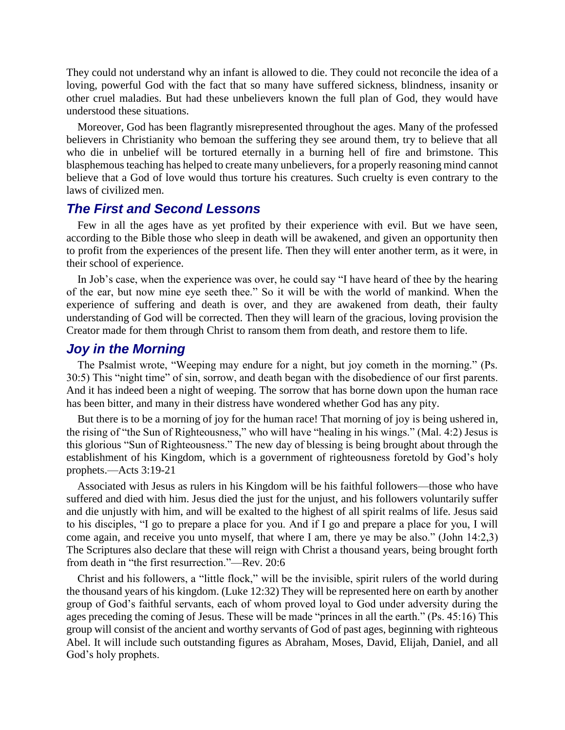They could not understand why an infant is allowed to die. They could not reconcile the idea of a loving, powerful God with the fact that so many have suffered sickness, blindness, insanity or other cruel maladies. But had these unbelievers known the full plan of God, they would have understood these situations.

Moreover, God has been flagrantly misrepresented throughout the ages. Many of the professed believers in Christianity who bemoan the suffering they see around them, try to believe that all who die in unbelief will be tortured eternally in a burning hell of fire and brimstone. This blasphemous teaching has helped to create many unbelievers, for a properly reasoning mind cannot believe that a God of love would thus torture his creatures. Such cruelty is even contrary to the laws of civilized men.

## *The First and Second Lessons*

Few in all the ages have as yet profited by their experience with evil. But we have seen, according to the Bible those who sleep in death will be awakened, and given an opportunity then to profit from the experiences of the present life. Then they will enter another term, as it were, in their school of experience.

In Job's case, when the experience was over, he could say "I have heard of thee by the hearing of the ear, but now mine eye seeth thee." So it will be with the world of mankind. When the experience of suffering and death is over, and they are awakened from death, their faulty understanding of God will be corrected. Then they will learn of the gracious, loving provision the Creator made for them through Christ to ransom them from death, and restore them to life.

## *Joy in the Morning*

The Psalmist wrote, "Weeping may endure for a night, but joy cometh in the morning." (Ps. 30:5) This "night time" of sin, sorrow, and death began with the disobedience of our first parents. And it has indeed been a night of weeping. The sorrow that has borne down upon the human race has been bitter, and many in their distress have wondered whether God has any pity.

But there is to be a morning of joy for the human race! That morning of joy is being ushered in, the rising of "the Sun of Righteousness," who will have "healing in his wings." (Mal. 4:2) Jesus is this glorious "Sun of Righteousness." The new day of blessing is being brought about through the establishment of his Kingdom, which is a government of righteousness foretold by God's holy prophets.—Acts 3:19-21

Associated with Jesus as rulers in his Kingdom will be his faithful followers—those who have suffered and died with him. Jesus died the just for the unjust, and his followers voluntarily suffer and die unjustly with him, and will be exalted to the highest of all spirit realms of life. Jesus said to his disciples, "I go to prepare a place for you. And if I go and prepare a place for you, I will come again, and receive you unto myself, that where I am, there ye may be also." (John 14:2,3) The Scriptures also declare that these will reign with Christ a thousand years, being brought forth from death in "the first resurrection."—Rev. 20:6

Christ and his followers, a "little flock," will be the invisible, spirit rulers of the world during the thousand years of his kingdom. (Luke 12:32) They will be represented here on earth by another group of God's faithful servants, each of whom proved loyal to God under adversity during the ages preceding the coming of Jesus. These will be made "princes in all the earth." (Ps. 45:16) This group will consist of the ancient and worthy servants of God of past ages, beginning with righteous Abel. It will include such outstanding figures as Abraham, Moses, David, Elijah, Daniel, and all God's holy prophets.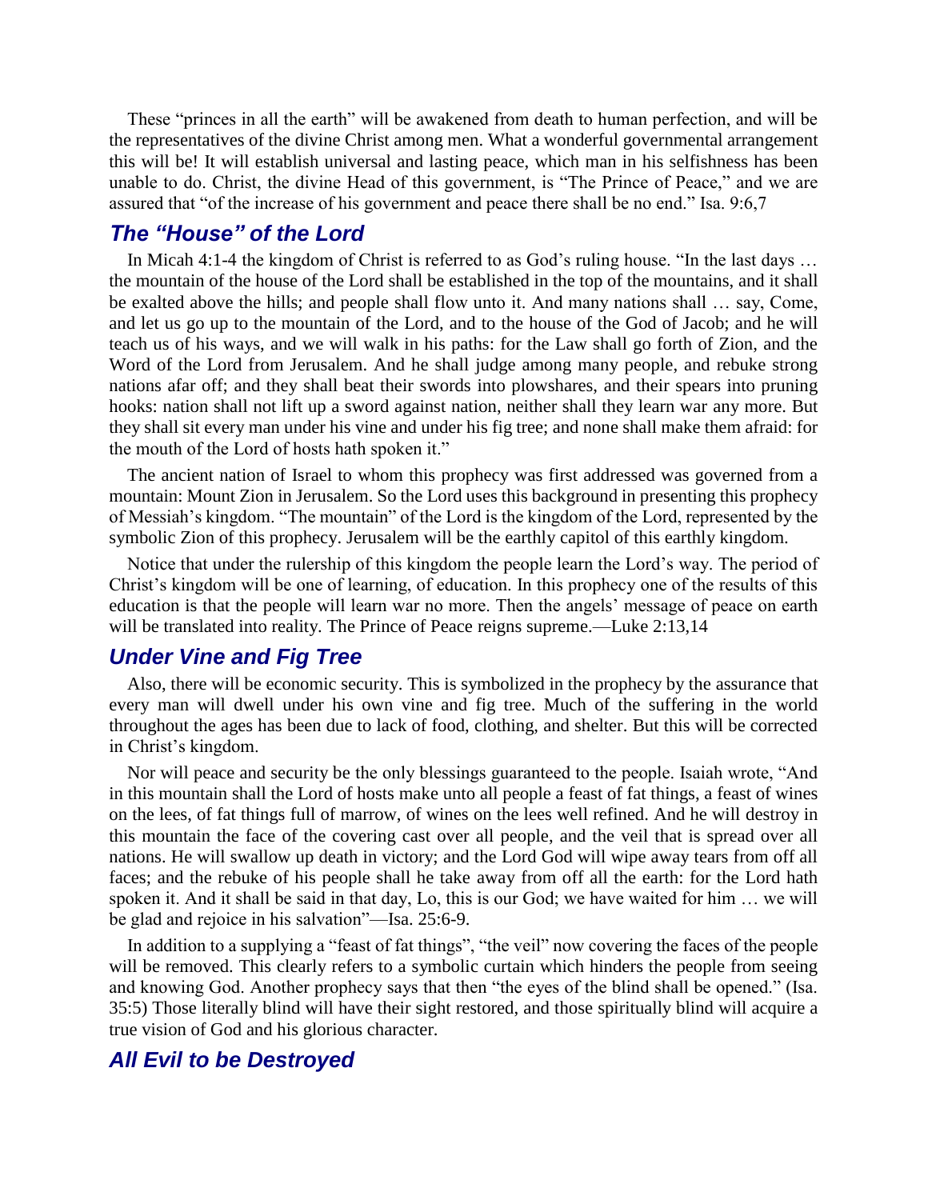These "princes in all the earth" will be awakened from death to human perfection, and will be the representatives of the divine Christ among men. What a wonderful governmental arrangement this will be! It will establish universal and lasting peace, which man in his selfishness has been unable to do. Christ, the divine Head of this government, is "The Prince of Peace," and we are assured that "of the increase of his government and peace there shall be no end." Isa. 9:6,7

## *The "House" of the Lord*

In Micah 4:1-4 the kingdom of Christ is referred to as God's ruling house. "In the last days … the mountain of the house of the Lord shall be established in the top of the mountains, and it shall be exalted above the hills; and people shall flow unto it. And many nations shall … say, Come, and let us go up to the mountain of the Lord, and to the house of the God of Jacob; and he will teach us of his ways, and we will walk in his paths: for the Law shall go forth of Zion, and the Word of the Lord from Jerusalem. And he shall judge among many people, and rebuke strong nations afar off; and they shall beat their swords into plowshares, and their spears into pruning hooks: nation shall not lift up a sword against nation, neither shall they learn war any more. But they shall sit every man under his vine and under his fig tree; and none shall make them afraid: for the mouth of the Lord of hosts hath spoken it."

The ancient nation of Israel to whom this prophecy was first addressed was governed from a mountain: Mount Zion in Jerusalem. So the Lord uses this background in presenting this prophecy of Messiah's kingdom. "The mountain" of the Lord is the kingdom of the Lord, represented by the symbolic Zion of this prophecy. Jerusalem will be the earthly capitol of this earthly kingdom.

Notice that under the rulership of this kingdom the people learn the Lord's way. The period of Christ's kingdom will be one of learning, of education. In this prophecy one of the results of this education is that the people will learn war no more. Then the angels' message of peace on earth will be translated into reality. The Prince of Peace reigns supreme.—Luke 2:13,14

## *Under Vine and Fig Tree*

Also, there will be economic security. This is symbolized in the prophecy by the assurance that every man will dwell under his own vine and fig tree. Much of the suffering in the world throughout the ages has been due to lack of food, clothing, and shelter. But this will be corrected in Christ's kingdom.

Nor will peace and security be the only blessings guaranteed to the people. Isaiah wrote, "And in this mountain shall the Lord of hosts make unto all people a feast of fat things, a feast of wines on the lees, of fat things full of marrow, of wines on the lees well refined. And he will destroy in this mountain the face of the covering cast over all people, and the veil that is spread over all nations. He will swallow up death in victory; and the Lord God will wipe away tears from off all faces; and the rebuke of his people shall he take away from off all the earth: for the Lord hath spoken it. And it shall be said in that day, Lo, this is our God; we have waited for him … we will be glad and rejoice in his salvation"—Isa. 25:6-9.

In addition to a supplying a "feast of fat things", "the veil" now covering the faces of the people will be removed. This clearly refers to a symbolic curtain which hinders the people from seeing and knowing God. Another prophecy says that then "the eyes of the blind shall be opened." (Isa. 35:5) Those literally blind will have their sight restored, and those spiritually blind will acquire a true vision of God and his glorious character.

## *All Evil to be Destroyed*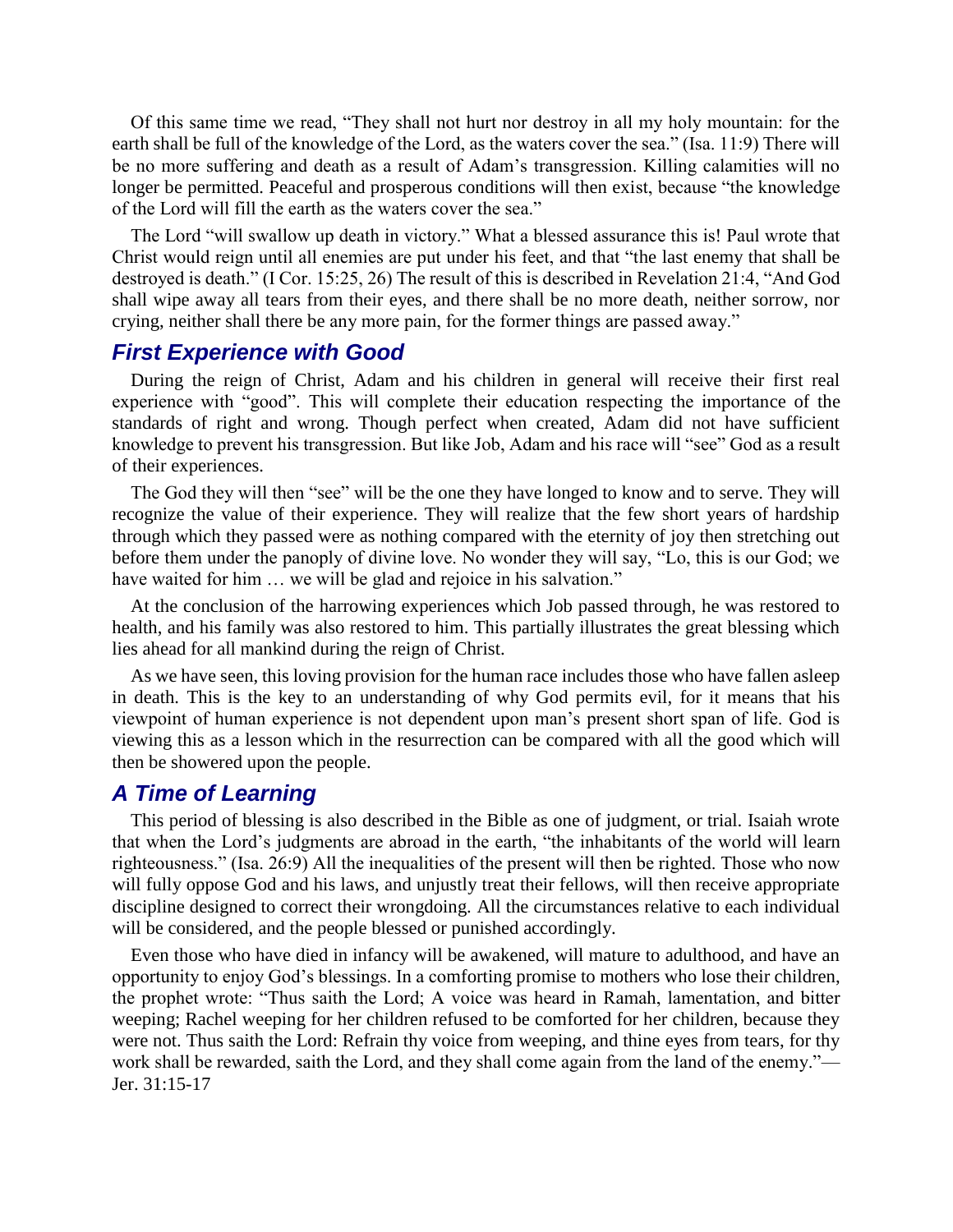Of this same time we read, "They shall not hurt nor destroy in all my holy mountain: for the earth shall be full of the knowledge of the Lord, as the waters cover the sea." (Isa. 11:9) There will be no more suffering and death as a result of Adam's transgression. Killing calamities will no longer be permitted. Peaceful and prosperous conditions will then exist, because "the knowledge of the Lord will fill the earth as the waters cover the sea."

The Lord "will swallow up death in victory." What a blessed assurance this is! Paul wrote that Christ would reign until all enemies are put under his feet, and that "the last enemy that shall be destroyed is death." (I Cor. 15:25, 26) The result of this is described in Revelation 21:4, "And God shall wipe away all tears from their eyes, and there shall be no more death, neither sorrow, nor crying, neither shall there be any more pain, for the former things are passed away."

## *First Experience with Good*

During the reign of Christ, Adam and his children in general will receive their first real experience with "good". This will complete their education respecting the importance of the standards of right and wrong. Though perfect when created, Adam did not have sufficient knowledge to prevent his transgression. But like Job, Adam and his race will "see" God as a result of their experiences.

The God they will then "see" will be the one they have longed to know and to serve. They will recognize the value of their experience. They will realize that the few short years of hardship through which they passed were as nothing compared with the eternity of joy then stretching out before them under the panoply of divine love. No wonder they will say, "Lo, this is our God; we have waited for him … we will be glad and rejoice in his salvation."

At the conclusion of the harrowing experiences which Job passed through, he was restored to health, and his family was also restored to him. This partially illustrates the great blessing which lies ahead for all mankind during the reign of Christ.

As we have seen, this loving provision for the human race includes those who have fallen asleep in death. This is the key to an understanding of why God permits evil, for it means that his viewpoint of human experience is not dependent upon man's present short span of life. God is viewing this as a lesson which in the resurrection can be compared with all the good which will then be showered upon the people.

## *A Time of Learning*

This period of blessing is also described in the Bible as one of judgment, or trial. Isaiah wrote that when the Lord's judgments are abroad in the earth, "the inhabitants of the world will learn righteousness." (Isa. 26:9) All the inequalities of the present will then be righted. Those who now will fully oppose God and his laws, and unjustly treat their fellows, will then receive appropriate discipline designed to correct their wrongdoing. All the circumstances relative to each individual will be considered, and the people blessed or punished accordingly.

Even those who have died in infancy will be awakened, will mature to adulthood, and have an opportunity to enjoy God's blessings. In a comforting promise to mothers who lose their children, the prophet wrote: "Thus saith the Lord; A voice was heard in Ramah, lamentation, and bitter weeping; Rachel weeping for her children refused to be comforted for her children, because they were not. Thus saith the Lord: Refrain thy voice from weeping, and thine eyes from tears, for thy work shall be rewarded, saith the Lord, and they shall come again from the land of the enemy."—Jer. 31:15-17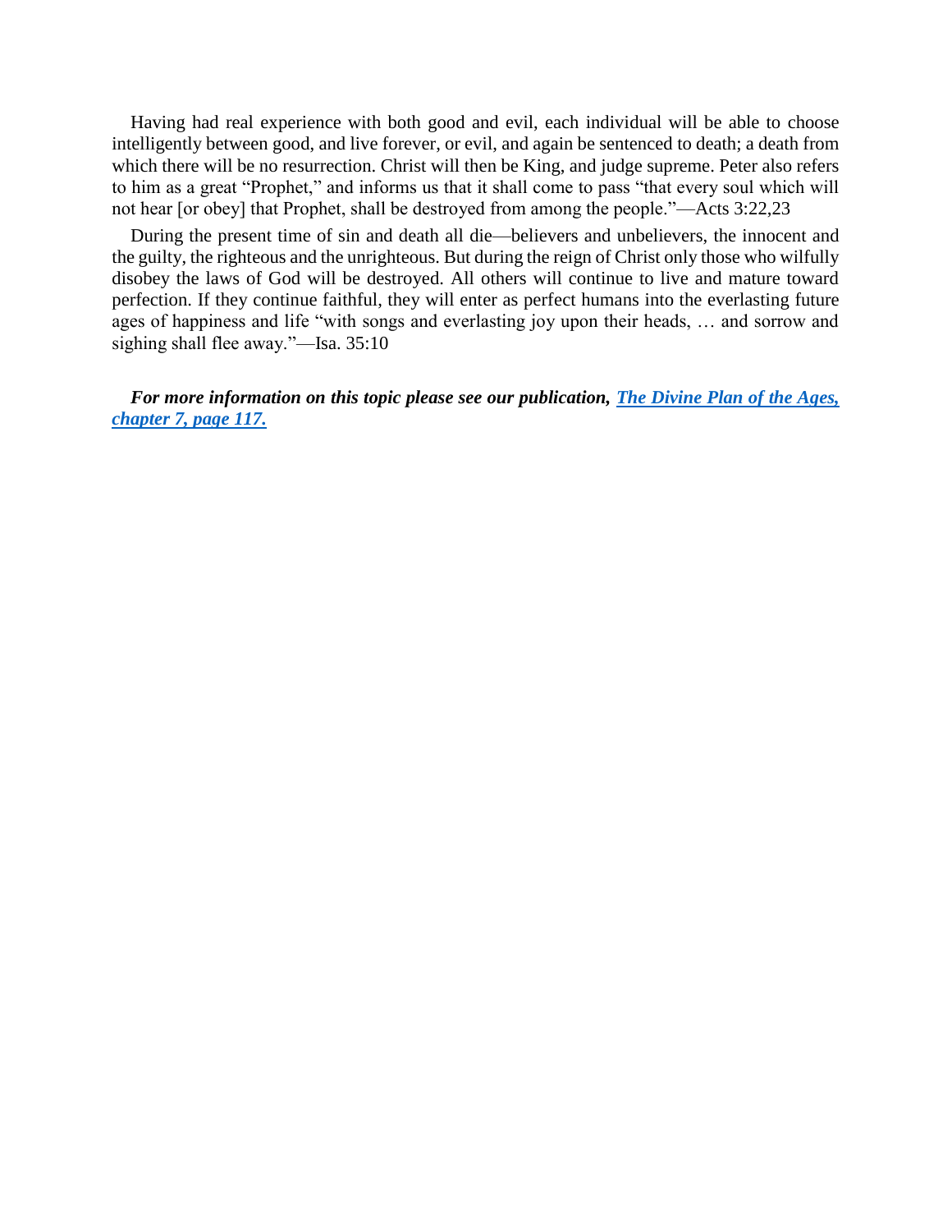Having had real experience with both good and evil, each individual will be able to choose intelligently between good, and live forever, or evil, and again be sentenced to death; a death from which there will be no resurrection. Christ will then be King, and judge supreme. Peter also refers to him as a great "Prophet," and informs us that it shall come to pass "that every soul which will not hear [or obey] that Prophet, shall be destroyed from among the people."—Acts 3:22,23

During the present time of sin and death all die—believers and unbelievers, the innocent and the guilty, the righteous and the unrighteous. But during the reign of Christ only those who wilfully disobey the laws of God will be destroyed. All others will continue to live and mature toward perfection. If they continue faithful, they will enter as perfect humans into the everlasting future ages of happiness and life "with songs and everlasting joy upon their heads, … and sorrow and sighing shall flee away."—Isa. 35:10

***For more information on this topic please see our publication, The Divine Plan of the Ages, chapter 7, page 117.***